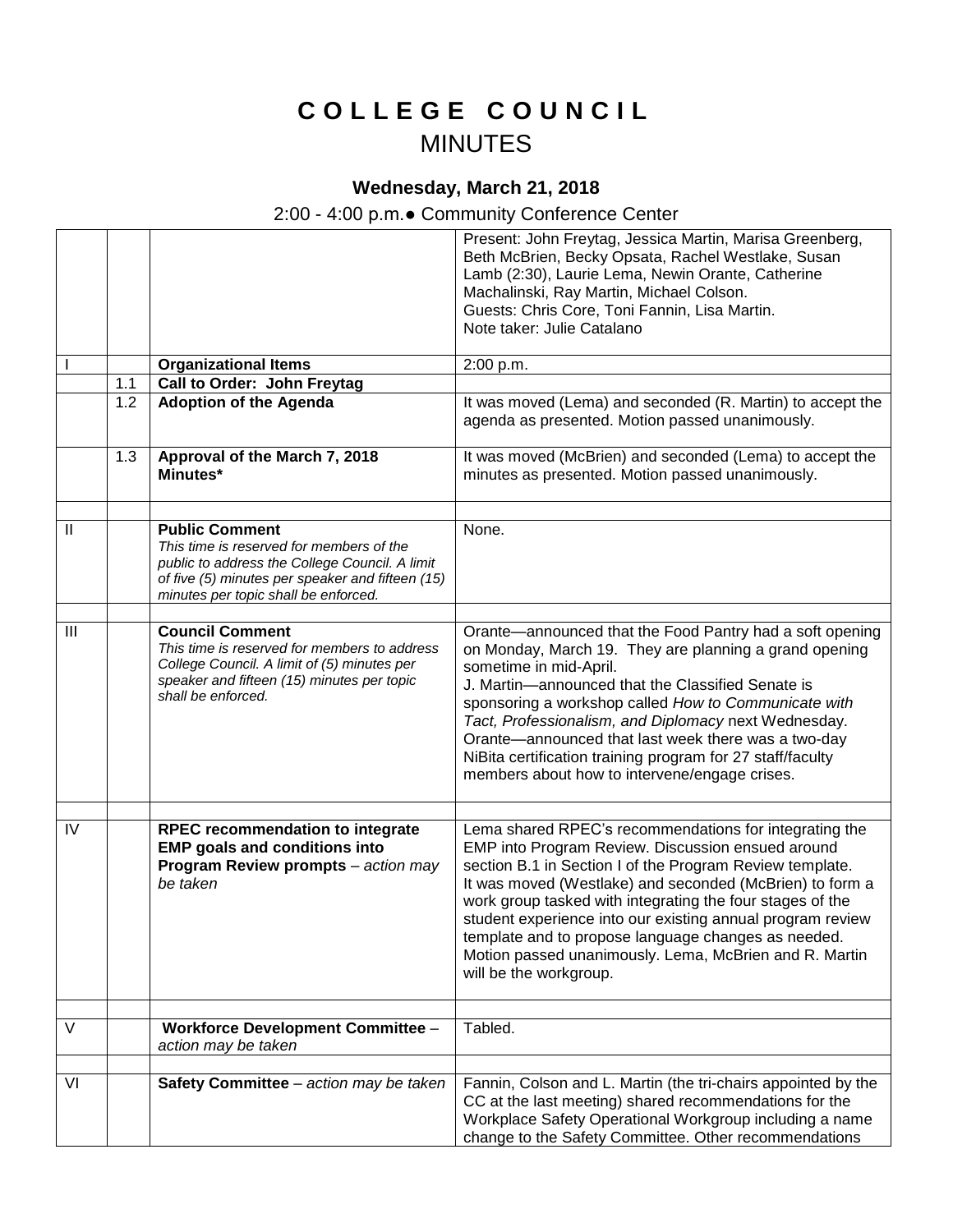# COLLEGE COUNCIL

## MINUTES

### Wednesday, March 21, 2018

2:00 - 4:00 p.m.● Community Conference Center

| | | | |
|---|---|---|---|
| | | | Present: John Freytag, Jessica Martin, Marisa Greenberg, Beth McBrien, Becky Opsata, Rachel Westlake, Susan Lamb (2:30), Laurie Lema, Newin Orante, Catherine Machalinski, Ray Martin, Michael Colson.<br>Guests: Chris Core, Toni Fannin, Lisa Martin.<br>Note taker: Julie Catalano |
| I | | **Organizational Items** | 2:00 p.m. |
| | 1.1 | **Call to Order: John Freytag** | |
| | 1.2 | **Adoption of the Agenda** | It was moved (Lema) and seconded (R. Martin) to accept the agenda as presented. Motion passed unanimously. |
| | 1.3 | **Approval of the March 7, 2018 Minutes*** | It was moved (McBrien) and seconded (Lema) to accept the minutes as presented. Motion passed unanimously. |
| | | | |
| II | | **Public Comment**<br>*This time is reserved for members of the public to address the College Council. A limit of five (5) minutes per speaker and fifteen (15) minutes per topic shall be enforced.* | None. |
| | | | |
| III | | **Council Comment**<br>*This time is reserved for members to address College Council. A limit of (5) minutes per speaker and fifteen (15) minutes per topic shall be enforced.* | Orante—announced that the Food Pantry had a soft opening on Monday, March 19. They are planning a grand opening sometime in mid-April.<br>J. Martin—announced that the Classified Senate is sponsoring a workshop called *How to Communicate with Tact, Professionalism, and Diplomacy* next Wednesday.<br>Orante—announced that last week there was a two-day NiBita certification training program for 27 staff/faculty members about how to intervene/engage crises. |
| | | | |
| IV | | **RPEC recommendation to integrate EMP goals and conditions into Program Review prompts** – *action may be taken* | Lema shared RPEC's recommendations for integrating the EMP into Program Review. Discussion ensued around section B.1 in Section I of the Program Review template.<br>It was moved (Westlake) and seconded (McBrien) to form a work group tasked with integrating the four stages of the student experience into our existing annual program review template and to propose language changes as needed. Motion passed unanimously. Lema, McBrien and R. Martin will be the workgroup. |
| | | | |
| V | | **Workforce Development Committee** – *action may be taken* | Tabled. |
| | | | |
| VI | | **Safety Committee** – *action may be taken* | Fannin, Colson and L. Martin (the tri-chairs appointed by the CC at the last meeting) shared recommendations for the Workplace Safety Operational Workgroup including a name change to the Safety Committee. Other recommendations |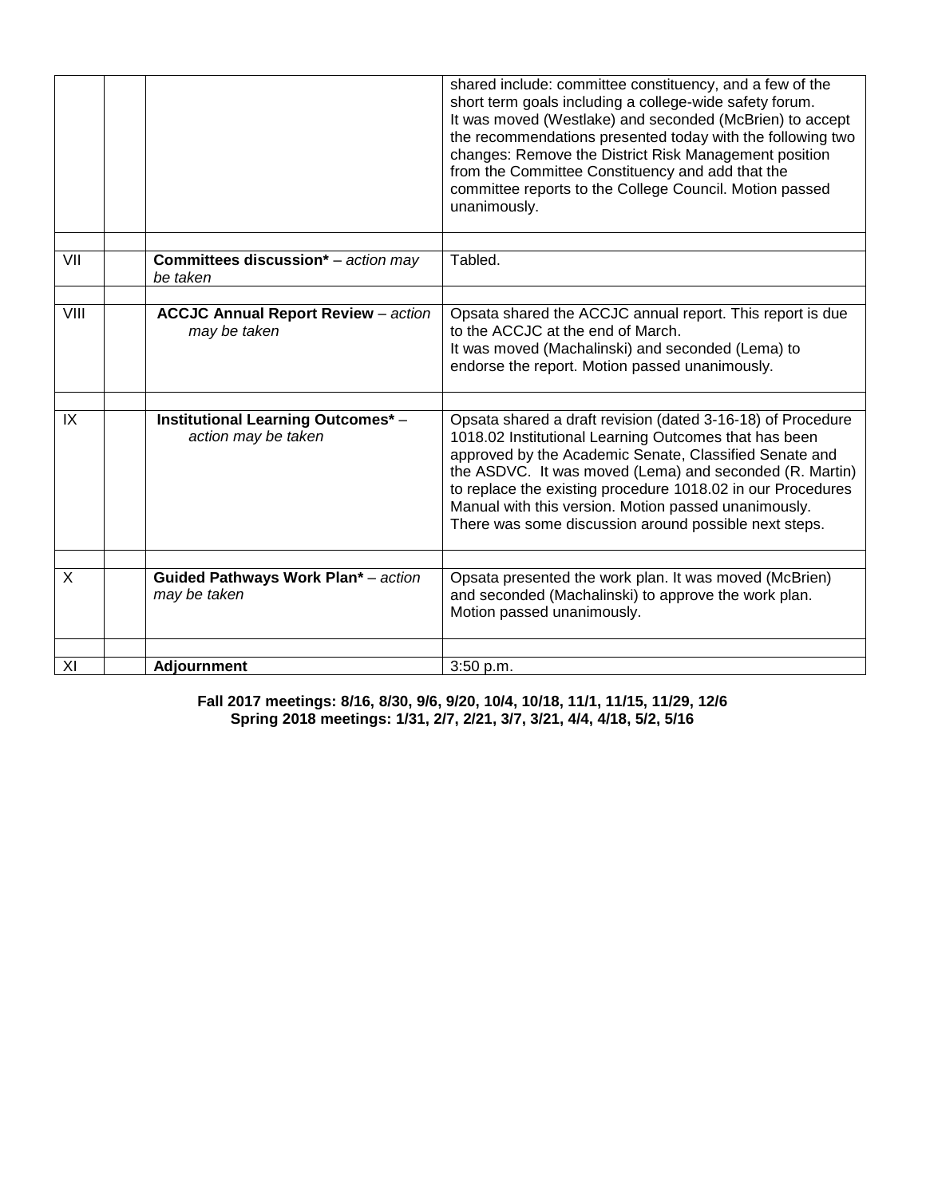| | | | |
|---|---|---|---|
| | | | shared include: committee constituency, and a few of the short term goals including a college-wide safety forum. It was moved (Westlake) and seconded (McBrien) to accept the recommendations presented today with the following two changes: Remove the District Risk Management position from the Committee Constituency and add that the committee reports to the College Council. Motion passed unanimously. |
| | | | |
| VII | | **Committees discussion*** – *action may be taken* | Tabled. |
| | | | |
| VIII | | **ACCJC Annual Report Review** – *action may be taken* | Opsata shared the ACCJC annual report. This report is due to the ACCJC at the end of March. It was moved (Machalinski) and seconded (Lema) to endorse the report. Motion passed unanimously. |
| | | | |
| IX | | **Institutional Learning Outcomes*** – *action may be taken* | Opsata shared a draft revision (dated 3-16-18) of Procedure 1018.02 Institutional Learning Outcomes that has been approved by the Academic Senate, Classified Senate and the ASDVC. It was moved (Lema) and seconded (R. Martin) to replace the existing procedure 1018.02 in our Procedures Manual with this version. Motion passed unanimously. There was some discussion around possible next steps. |
| | | | |
| X | | **Guided Pathways Work Plan*** – *action may be taken* | Opsata presented the work plan. It was moved (McBrien) and seconded (Machalinski) to approve the work plan. Motion passed unanimously. |
| | | | |
| XI | | **Adjournment** | 3:50 p.m. |

**Fall 2017 meetings: 8/16, 8/30, 9/6, 9/20, 10/4, 10/18, 11/1, 11/15, 11/29, 12/6**
**Spring 2018 meetings: 1/31, 2/7, 2/21, 3/7, 3/21, 4/4, 4/18, 5/2, 5/16**